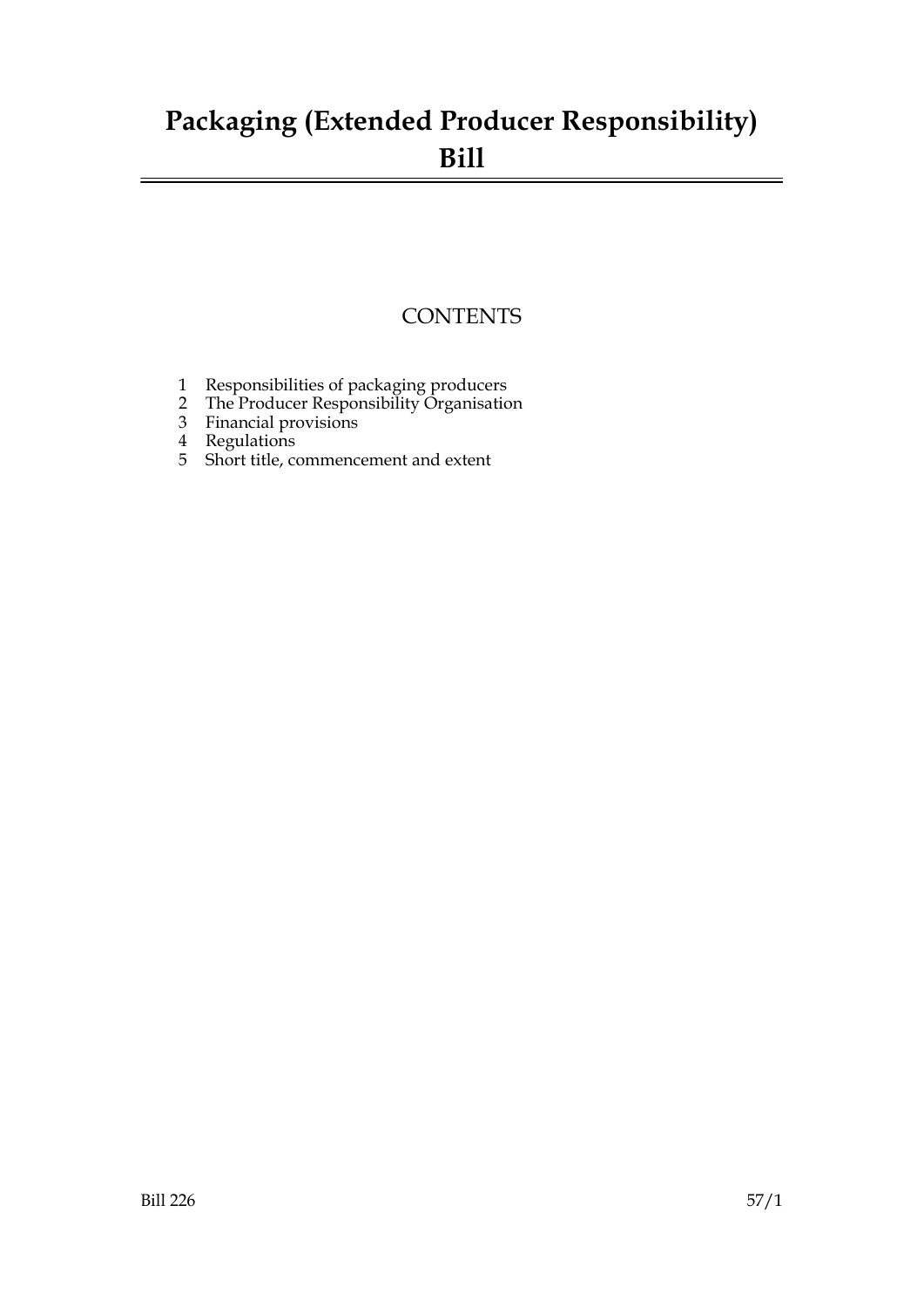# Packaging (Extended Producer Responsibility) Bill

## CONTENTS

1 Responsibilities of packaging producers
2 The Producer Responsibility Organisation
3 Financial provisions
4 Regulations
5 Short title, commencement and extent

Bill 226 57/1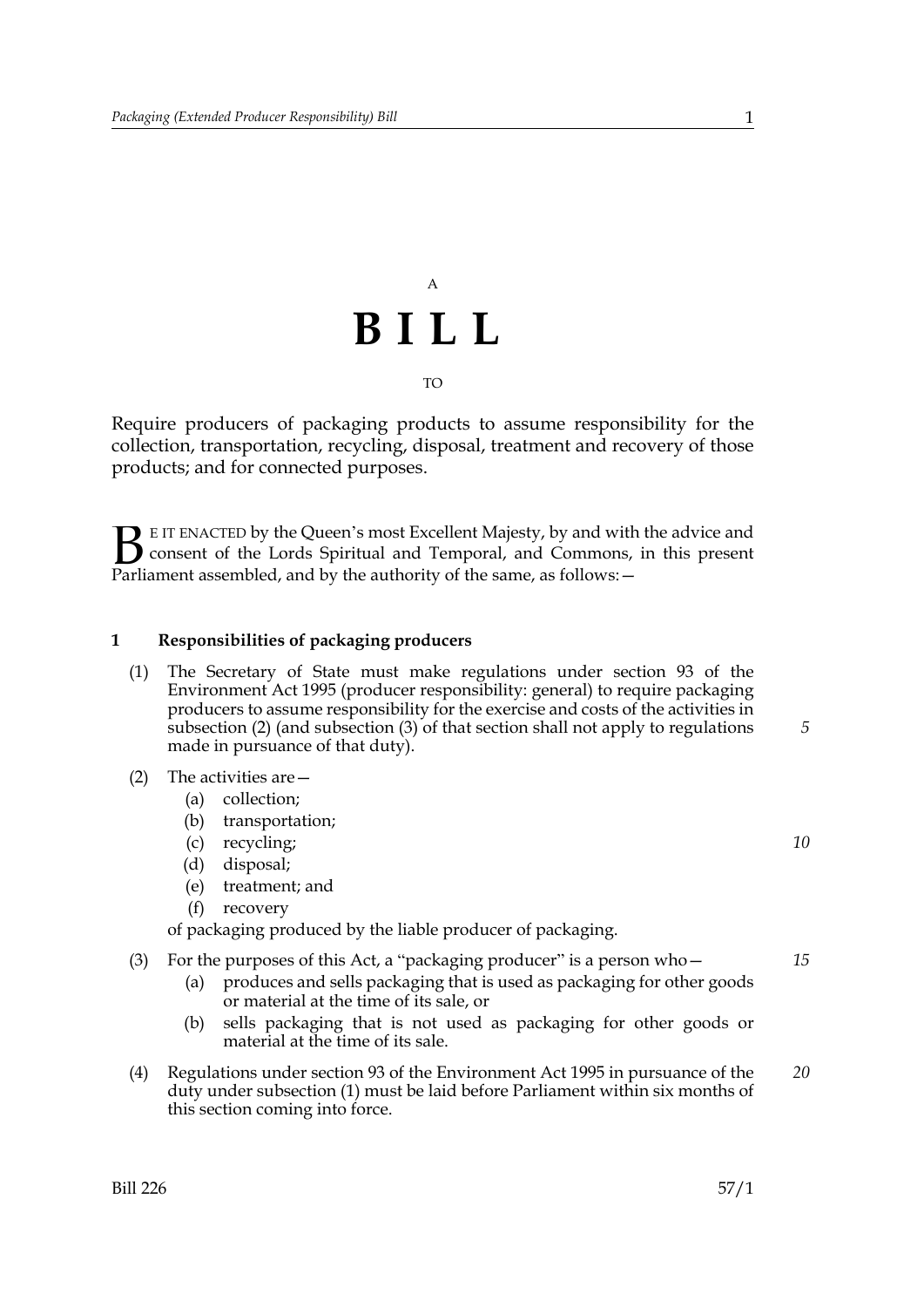A

# B I L L

TO

Require producers of packaging products to assume responsibility for the collection, transportation, recycling, disposal, treatment and recovery of those products; and for connected purposes.

BE IT ENACTED by the Queen's most Excellent Majesty, by and with the advice and consent of the Lords Spiritual and Temporal, and Commons, in this present Parliament assembled, and by the authority of the same, as follows:—

## 1 Responsibilities of packaging producers

(1) The Secretary of State must make regulations under section 93 of the Environment Act 1995 (producer responsibility: general) to require packaging producers to assume responsibility for the exercise and costs of the activities in subsection (2) (and subsection (3) of that section shall not apply to regulations made in pursuance of that duty).

(2) The activities are—

- (a) collection;
- (b) transportation;
- (c) recycling;
- (d) disposal;
- (e) treatment; and
- (f) recovery

of packaging produced by the liable producer of packaging.

(3) For the purposes of this Act, a "packaging producer" is a person who—

- (a) produces and sells packaging that is used as packaging for other goods or material at the time of its sale, or
- (b) sells packaging that is not used as packaging for other goods or material at the time of its sale.

(4) Regulations under section 93 of the Environment Act 1995 in pursuance of the duty under subsection (1) must be laid before Parliament within six months of this section coming into force.

Bill 226 57/1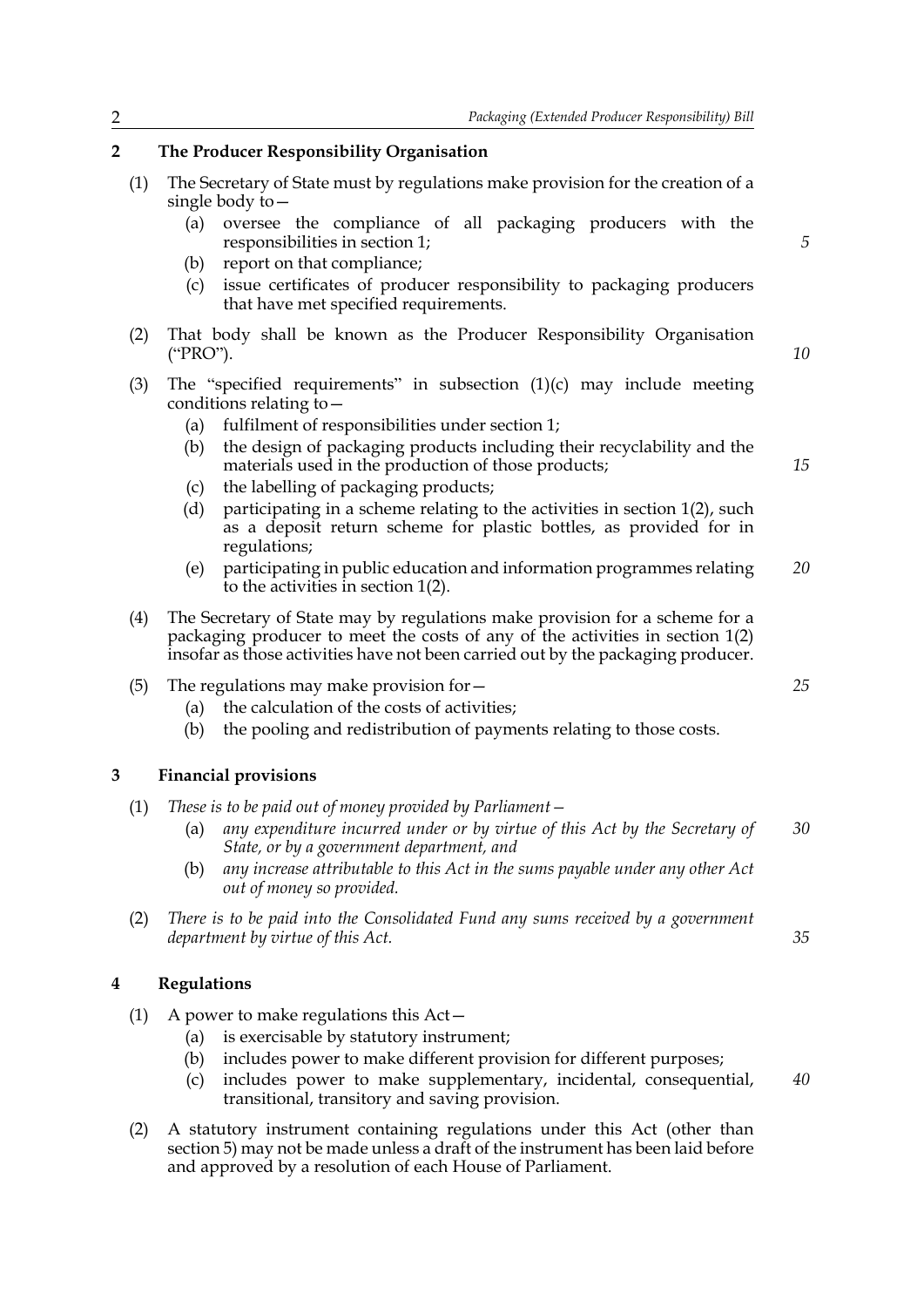## 2 The Producer Responsibility Organisation

(1) The Secretary of State must by regulations make provision for the creation of a single body to—

- (a) oversee the compliance of all packaging producers with the responsibilities in section 1;
- (b) report on that compliance;
- (c) issue certificates of producer responsibility to packaging producers that have met specified requirements.

(2) That body shall be known as the Producer Responsibility Organisation ("PRO").

(3) The "specified requirements" in subsection (1)(c) may include meeting conditions relating to—

- (a) fulfilment of responsibilities under section 1;
- (b) the design of packaging products including their recyclability and the materials used in the production of those products;
- (c) the labelling of packaging products;
- (d) participating in a scheme relating to the activities in section 1(2), such as a deposit return scheme for plastic bottles, as provided for in regulations;
- (e) participating in public education and information programmes relating to the activities in section 1(2).

(4) The Secretary of State may by regulations make provision for a scheme for a packaging producer to meet the costs of any of the activities in section 1(2) insofar as those activities have not been carried out by the packaging producer.

(5) The regulations may make provision for—

- (a) the calculation of the costs of activities;
- (b) the pooling and redistribution of payments relating to those costs.

## 3 Financial provisions

(1) *These is to be paid out of money provided by Parliament—*

- (a) *any expenditure incurred under or by virtue of this Act by the Secretary of State, or by a government department, and*
- (b) *any increase attributable to this Act in the sums payable under any other Act out of money so provided.*

(2) *There is to be paid into the Consolidated Fund any sums received by a government department by virtue of this Act.*

## 4 Regulations

(1) A power to make regulations this Act—

- (a) is exercisable by statutory instrument;
- (b) includes power to make different provision for different purposes;
- (c) includes power to make supplementary, incidental, consequential, transitional, transitory and saving provision.

(2) A statutory instrument containing regulations under this Act (other than section 5) may not be made unless a draft of the instrument has been laid before and approved by a resolution of each House of Parliament.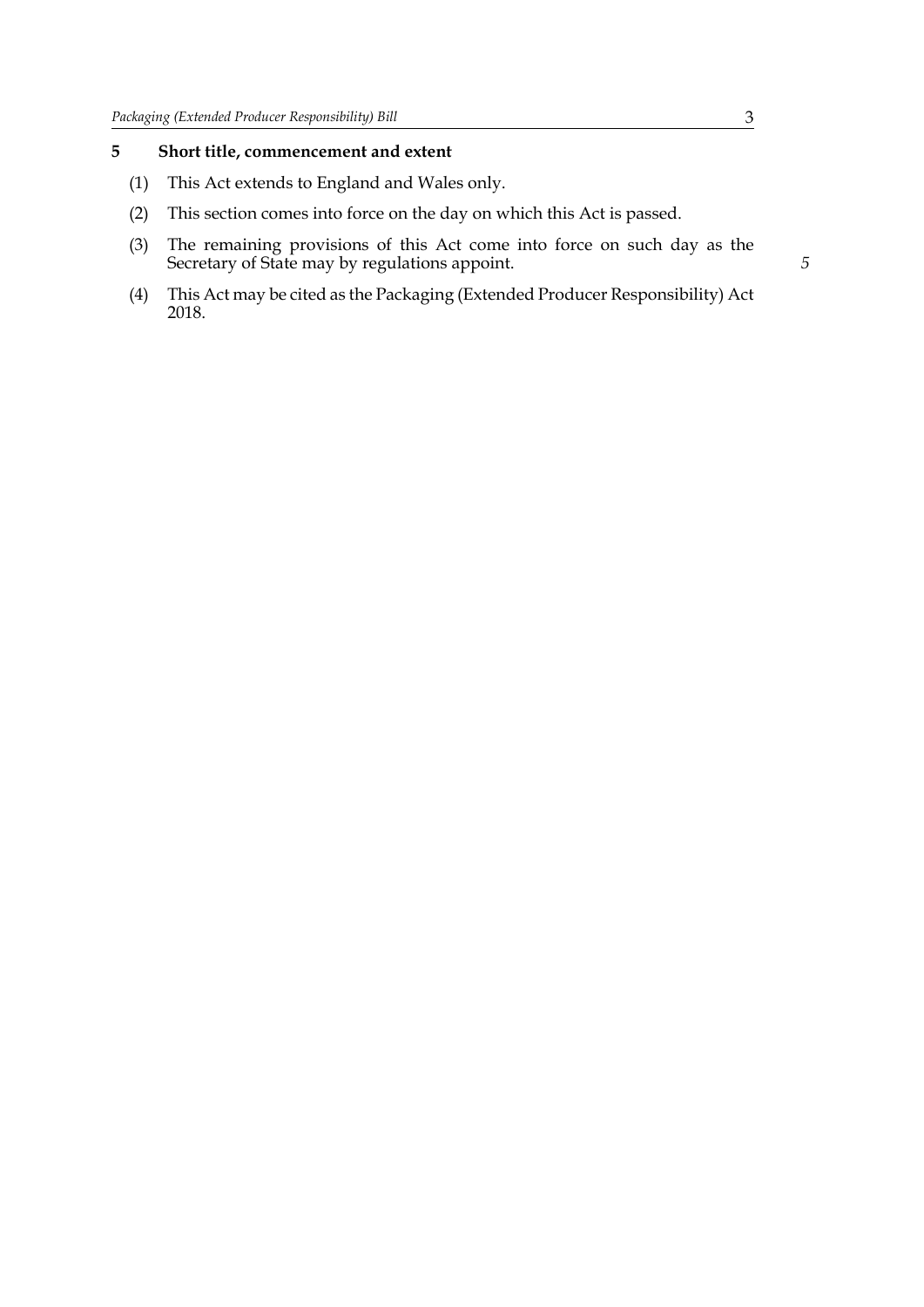## 5 Short title, commencement and extent

(1) This Act extends to England and Wales only.

(2) This section comes into force on the day on which this Act is passed.

(3) The remaining provisions of this Act come into force on such day as the Secretary of State may by regulations appoint.

(4) This Act may be cited as the Packaging (Extended Producer Responsibility) Act 2018.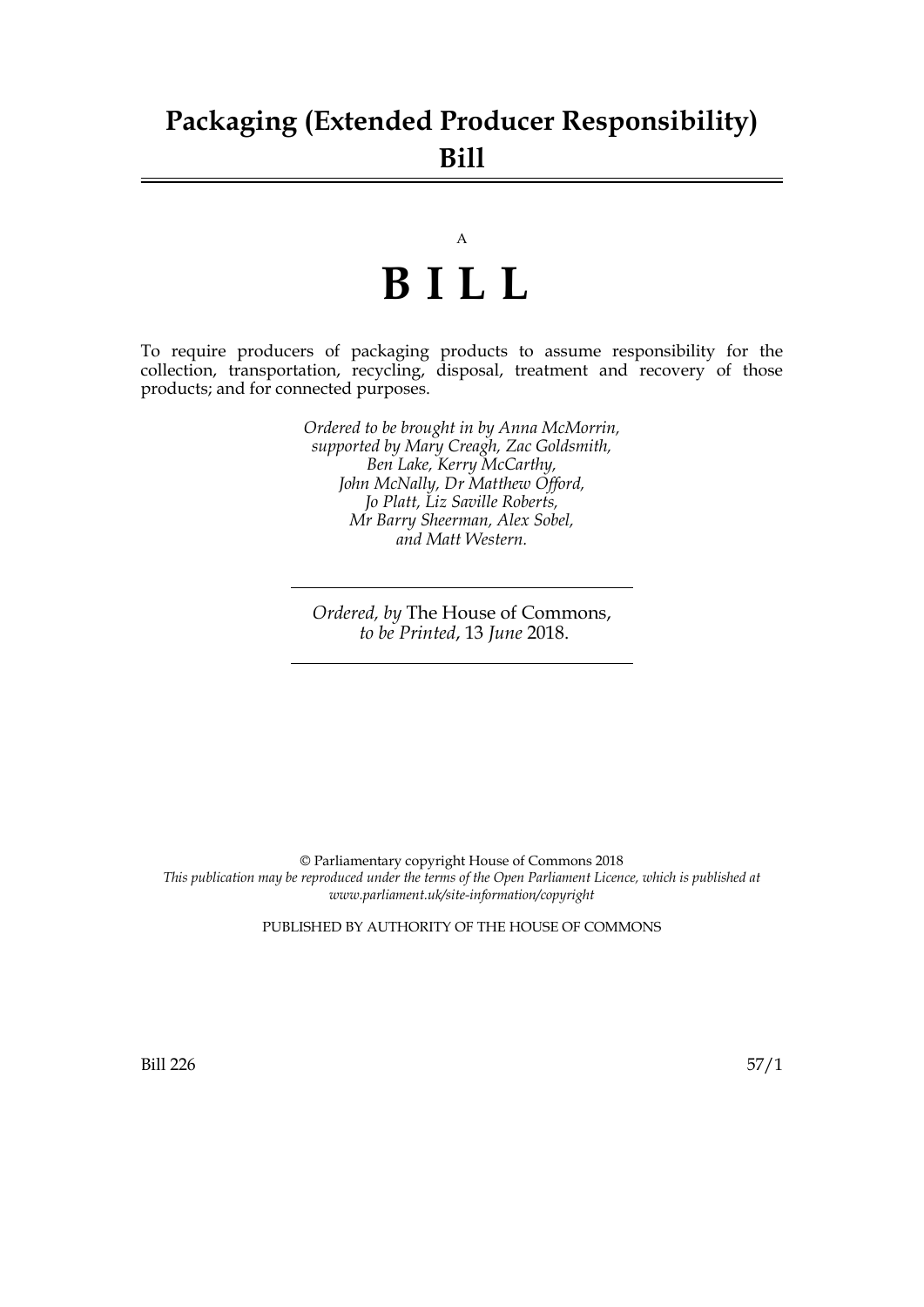# Packaging (Extended Producer Responsibility) Bill

A

# B I L L

To require producers of packaging products to assume responsibility for the collection, transportation, recycling, disposal, treatment and recovery of those products; and for connected purposes.

*Ordered to be brought in by Anna McMorrin, supported by Mary Creagh, Zac Goldsmith, Ben Lake, Kerry McCarthy, John McNally, Dr Matthew Offord, Jo Platt, Liz Saville Roberts, Mr Barry Sheerman, Alex Sobel, and Matt Western.*

---

*Ordered, by* The House of Commons, *to be Printed*, 13 *June* 2018.

---

© Parliamentary copyright House of Commons 2018
*This publication may be reproduced under the terms of the Open Parliament Licence, which is published at www.parliament.uk/site-information/copyright*

PUBLISHED BY AUTHORITY OF THE HOUSE OF COMMONS

Bill 226 57/1